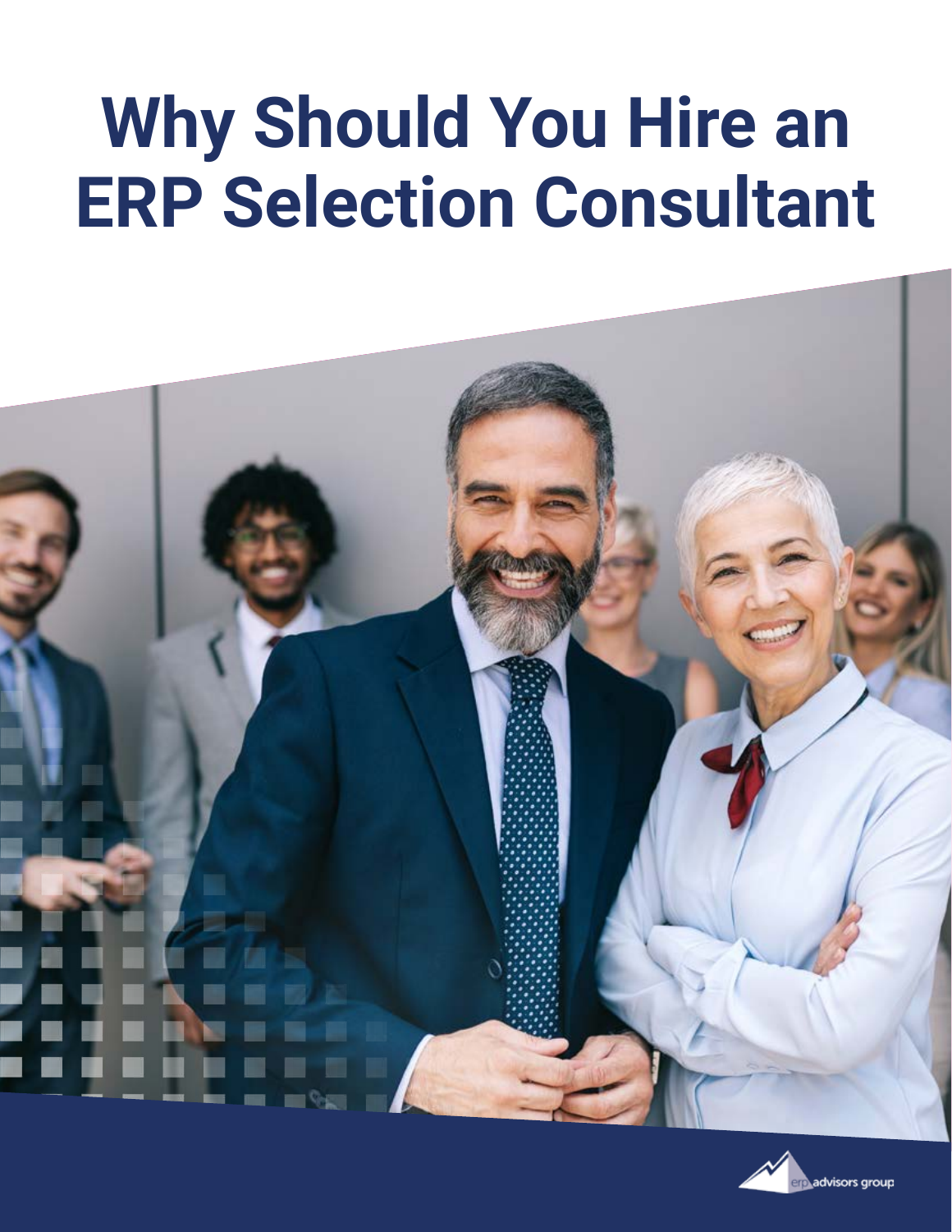# Why Should You Hire an ERP Selection Consultant

erp advisors group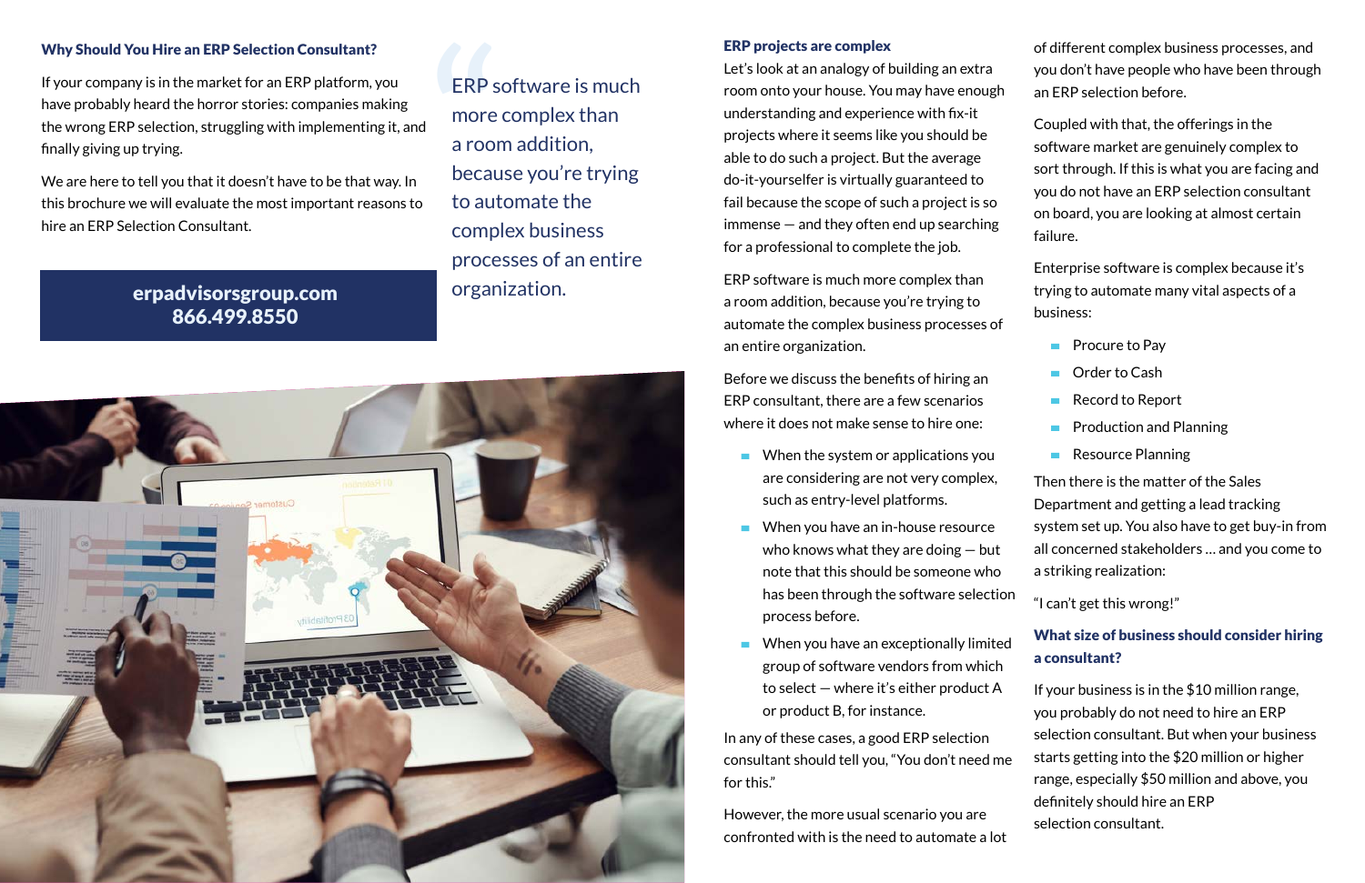## Why Should You Hire an ERP Selection Consultant?

If your company is in the market for an ERP platform, you have probably heard the horror stories: companies making the wrong ERP selection, struggling with implementing it, and finally giving up trying.

We are here to tell you that it doesn't have to be that way. In this brochure we will evaluate the most important reasons to hire an ERP Selection Consultant.

**erpadvisorsgroup.com**
**866.499.8550**

> "ERP software is much more complex than a room addition, because you're trying to automate the complex business processes of an entire organization.

### ERP projects are complex

Let's look at an analogy of building an extra room onto your house. You may have enough understanding and experience with fix-it projects where it seems like you should be able to do such a project. But the average do-it-yourselfer is virtually guaranteed to fail because the scope of such a project is so immense — and they often end up searching for a professional to complete the job.

ERP software is much more complex than a room addition, because you're trying to automate the complex business processes of an entire organization.

Before we discuss the benefits of hiring an ERP consultant, there are a few scenarios where it does not make sense to hire one:

- When the system or applications you are considering are not very complex, such as entry-level platforms.
- When you have an in-house resource who knows what they are doing — but note that this should be someone who has been through the software selection process before.
- When you have an exceptionally limited group of software vendors from which to select — where it's either product A or product B, for instance.

In any of these cases, a good ERP selection consultant should tell you, "You don't need me for this."

However, the more usual scenario you are confronted with is the need to automate a lot of different complex business processes, and you don't have people who have been through an ERP selection before.

Coupled with that, the offerings in the software market are genuinely complex to sort through. If this is what you are facing and you do not have an ERP selection consultant on board, you are looking at almost certain failure.

Enterprise software is complex because it's trying to automate many vital aspects of a business:

- Procure to Pay
- Order to Cash
- Record to Report
- Production and Planning
- Resource Planning

Then there is the matter of the Sales Department and getting a lead tracking system set up. You also have to get buy-in from all concerned stakeholders ... and you come to a striking realization:

"I can't get this wrong!"

### What size of business should consider hiring a consultant?

If your business is in the $10 million range, you probably do not need to hire an ERP selection consultant. But when your business starts getting into the $20 million or higher range, especially $50 million and above, you definitely should hire an ERP selection consultant.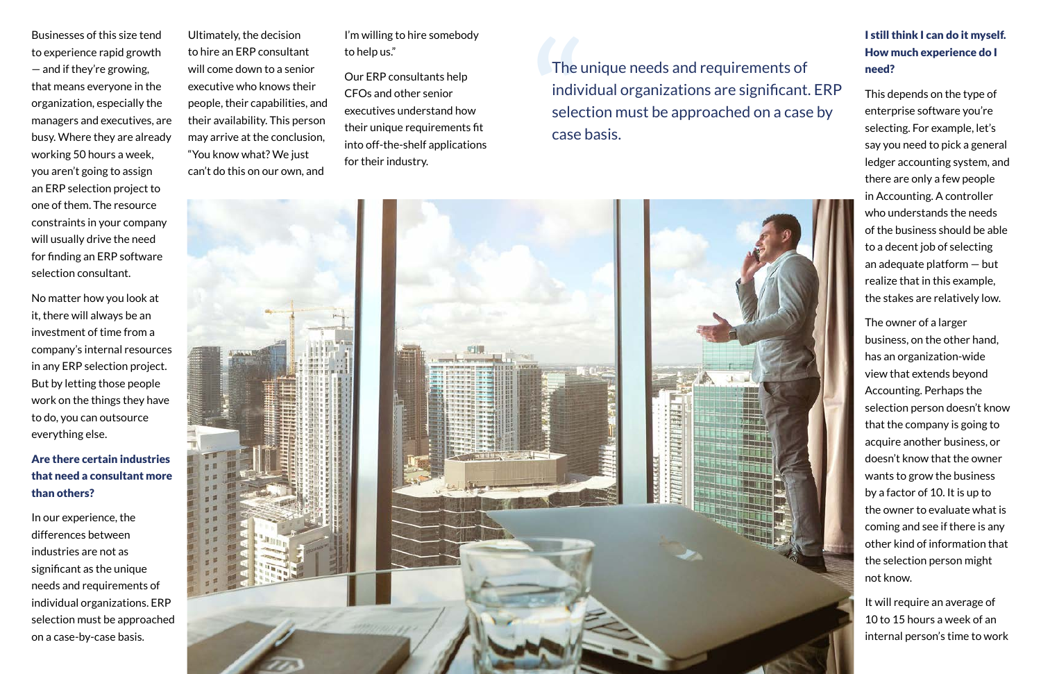Businesses of this size tend to experience rapid growth — and if they're growing, that means everyone in the organization, especially the managers and executives, are busy. Where they are already working 50 hours a week, you aren't going to assign an ERP selection project to one of them. The resource constraints in your company will usually drive the need for finding an ERP software selection consultant.

No matter how you look at it, there will always be an investment of time from a company's internal resources in any ERP selection project. But by letting those people work on the things they have to do, you can outsource everything else.

### Are there certain industries that need a consultant more than others?

In our experience, the differences between industries are not as significant as the unique needs and requirements of individual organizations. ERP selection must be approached on a case-by-case basis.

Ultimately, the decision to hire an ERP consultant will come down to a senior executive who knows their people, their capabilities, and their availability. This person may arrive at the conclusion, "You know what? We just can't do this on our own, and I'm willing to hire somebody to help us."

Our ERP consultants help CFOs and other senior executives understand how their unique requirements fit into off-the-shelf applications for their industry.

> The unique needs and requirements of individual organizations are significant. ERP selection must be approached on a case by case basis.

### I still think I can do it myself. How much experience do I need?

This depends on the type of enterprise software you're selecting. For example, let's say you need to pick a general ledger accounting system, and there are only a few people in Accounting. A controller who understands the needs of the business should be able to a decent job of selecting an adequate platform — but realize that in this example, the stakes are relatively low.

The owner of a larger business, on the other hand, has an organization-wide view that extends beyond Accounting. Perhaps the selection person doesn't know that the company is going to acquire another business, or doesn't know that the owner wants to grow the business by a factor of 10. It is up to the owner to evaluate what is coming and see if there is any other kind of information that the selection person might not know.

It will require an average of 10 to 15 hours a week of an internal person's time to work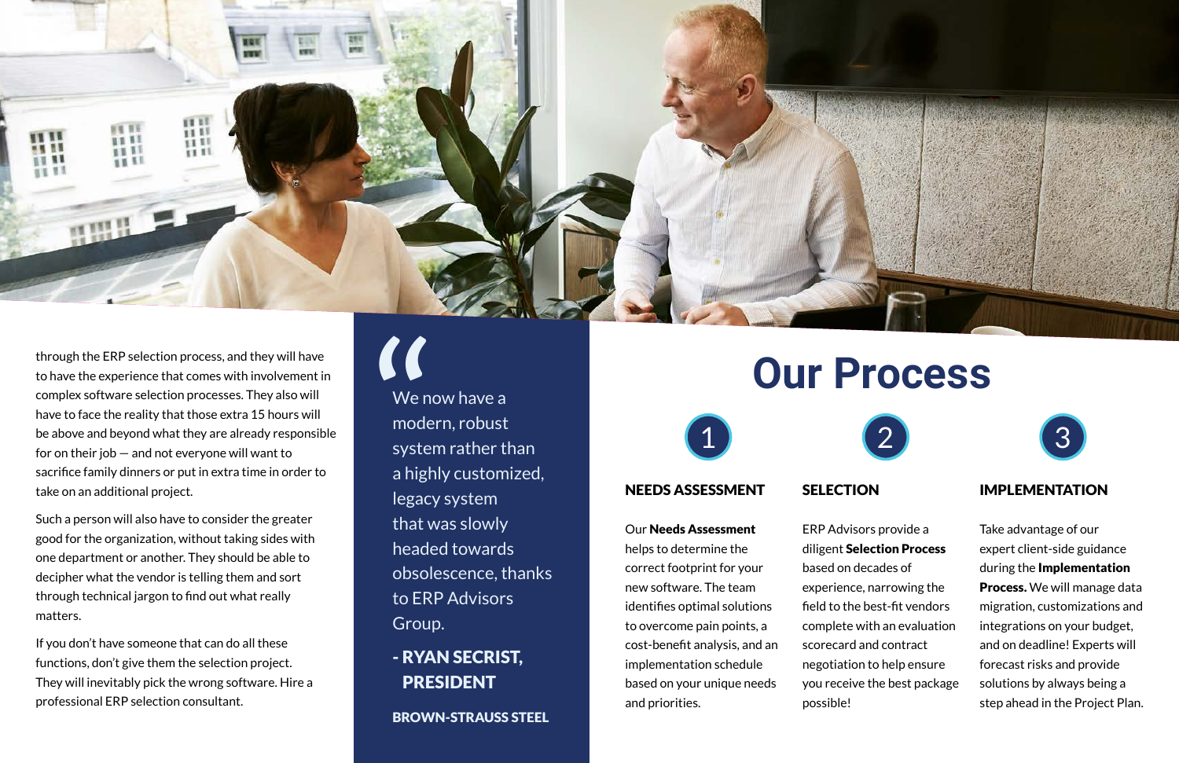through the ERP selection process, and they will have to have the experience that comes with involvement in complex software selection processes. They also will have to face the reality that those extra 15 hours will be above and beyond what they are already responsible for on their job — and not everyone will want to sacrifice family dinners or put in extra time in order to take on an additional project.

Such a person will also have to consider the greater good for the organization, without taking sides with one department or another. They should be able to decipher what the vendor is telling them and sort through technical jargon to find out what really matters.

If you don't have someone that can do all these functions, don't give them the selection project. They will inevitably pick the wrong software. Hire a professional ERP selection consultant.

> "We now have a modern, robust system rather than a highly customized, legacy system that was slowly headed towards obsolescence, thanks to ERP Advisors Group.
>
> **- RYAN SECRIST, PRESIDENT**
>
> **BROWN-STRAUSS STEEL**

# Our Process

### 1 NEEDS ASSESSMENT

Our **Needs Assessment** helps to determine the correct footprint for your new software. The team identifies optimal solutions to overcome pain points, a cost-benefit analysis, and an implementation schedule based on your unique needs and priorities.

### 2 SELECTION

ERP Advisors provide a diligent **Selection Process** based on decades of experience, narrowing the field to the best-fit vendors complete with an evaluation scorecard and contract negotiation to help ensure you receive the best package possible!

### 3 IMPLEMENTATION

Take advantage of our expert client-side guidance during the **Implementation Process.** We will manage data migration, customizations and integrations on your budget, and on deadline! Experts will forecast risks and provide solutions by always being a step ahead in the Project Plan.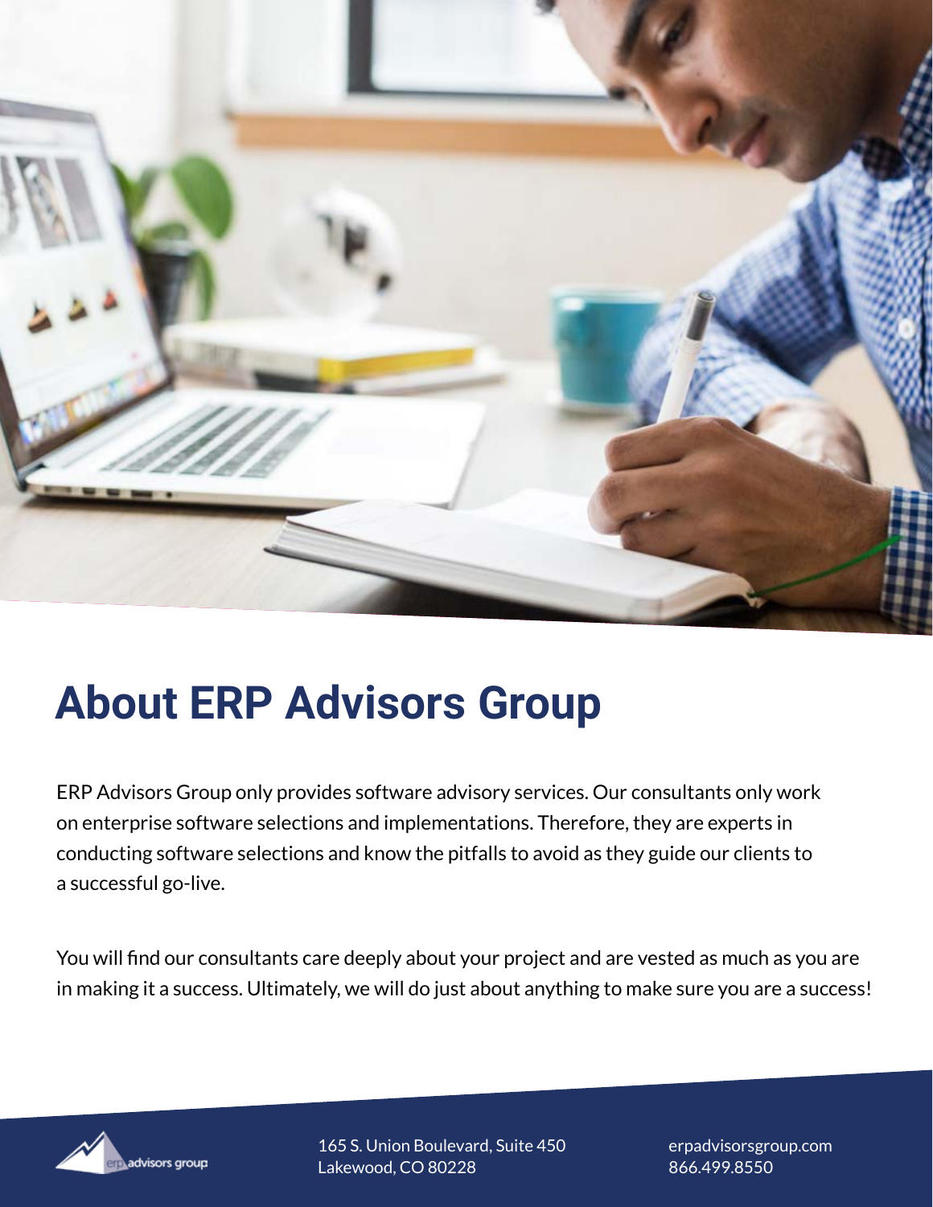# About ERP Advisors Group

ERP Advisors Group only provides software advisory services. Our consultants only work on enterprise software selections and implementations. Therefore, they are experts in conducting software selections and know the pitfalls to avoid as they guide our clients to a successful go-live.

You will find our consultants care deeply about your project and are vested as much as you are in making it a success. Ultimately, we will do just about anything to make sure you are a success!

erp advisors group

165 S. Union Boulevard, Suite 450
Lakewood, CO 80228

erpadvisorsgroup.com
866.499.8550